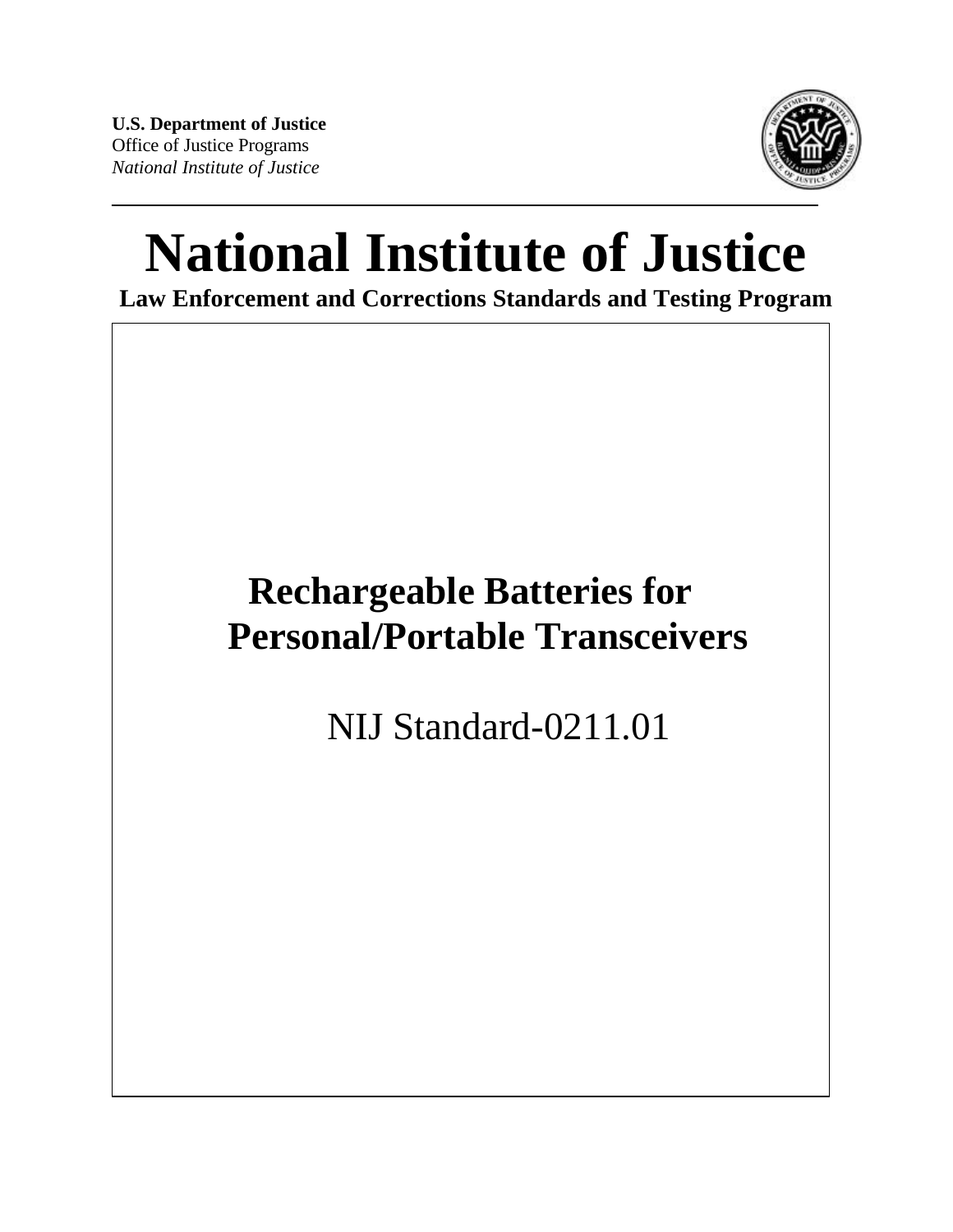**U.S. Department of Justice**
Office of Justice Programs
*National Institute of Justice*

# National Institute of Justice

**Law Enforcement and Corrections Standards and Testing Program**

## Rechargeable Batteries for Personal/Portable Transceivers

NIJ Standard-0211.01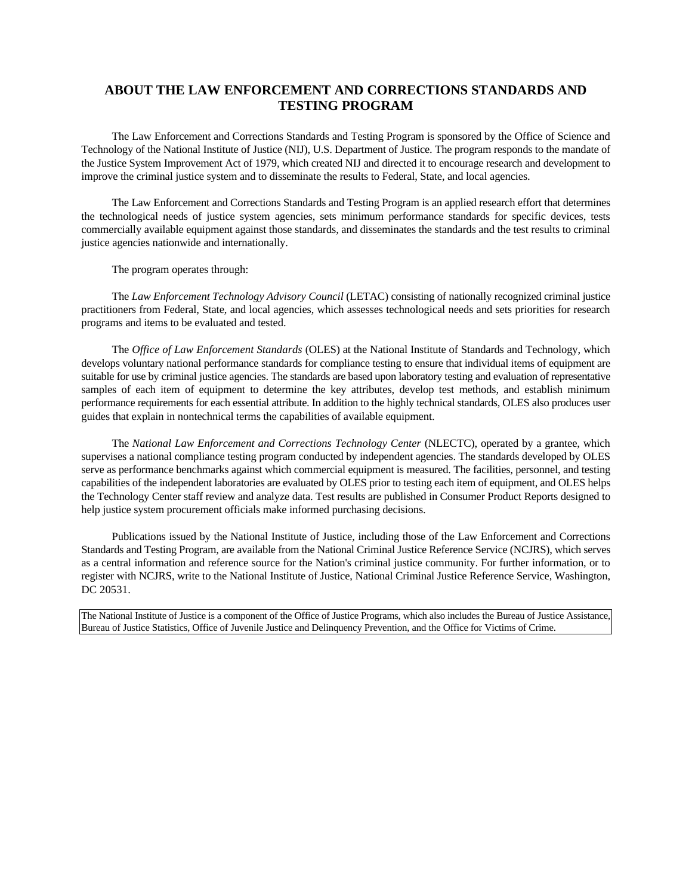## ABOUT THE LAW ENFORCEMENT AND CORRECTIONS STANDARDS AND TESTING PROGRAM

The Law Enforcement and Corrections Standards and Testing Program is sponsored by the Office of Science and Technology of the National Institute of Justice (NIJ), U.S. Department of Justice. The program responds to the mandate of the Justice System Improvement Act of 1979, which created NIJ and directed it to encourage research and development to improve the criminal justice system and to disseminate the results to Federal, State, and local agencies.

The Law Enforcement and Corrections Standards and Testing Program is an applied research effort that determines the technological needs of justice system agencies, sets minimum performance standards for specific devices, tests commercially available equipment against those standards, and disseminates the standards and the test results to criminal justice agencies nationwide and internationally.

The program operates through:

The *Law Enforcement Technology Advisory Council* (LETAC) consisting of nationally recognized criminal justice practitioners from Federal, State, and local agencies, which assesses technological needs and sets priorities for research programs and items to be evaluated and tested.

The *Office of Law Enforcement Standards* (OLES) at the National Institute of Standards and Technology, which develops voluntary national performance standards for compliance testing to ensure that individual items of equipment are suitable for use by criminal justice agencies. The standards are based upon laboratory testing and evaluation of representative samples of each item of equipment to determine the key attributes, develop test methods, and establish minimum performance requirements for each essential attribute. In addition to the highly technical standards, OLES also produces user guides that explain in nontechnical terms the capabilities of available equipment.

The *National Law Enforcement and Corrections Technology Center* (NLECTC), operated by a grantee, which supervises a national compliance testing program conducted by independent agencies. The standards developed by OLES serve as performance benchmarks against which commercial equipment is measured. The facilities, personnel, and testing capabilities of the independent laboratories are evaluated by OLES prior to testing each item of equipment, and OLES helps the Technology Center staff review and analyze data. Test results are published in Consumer Product Reports designed to help justice system procurement officials make informed purchasing decisions.

Publications issued by the National Institute of Justice, including those of the Law Enforcement and Corrections Standards and Testing Program, are available from the National Criminal Justice Reference Service (NCJRS), which serves as a central information and reference source for the Nation's criminal justice community. For further information, or to register with NCJRS, write to the National Institute of Justice, National Criminal Justice Reference Service, Washington, DC 20531.

The National Institute of Justice is a component of the Office of Justice Programs, which also includes the Bureau of Justice Assistance, Bureau of Justice Statistics, Office of Juvenile Justice and Delinquency Prevention, and the Office for Victims of Crime.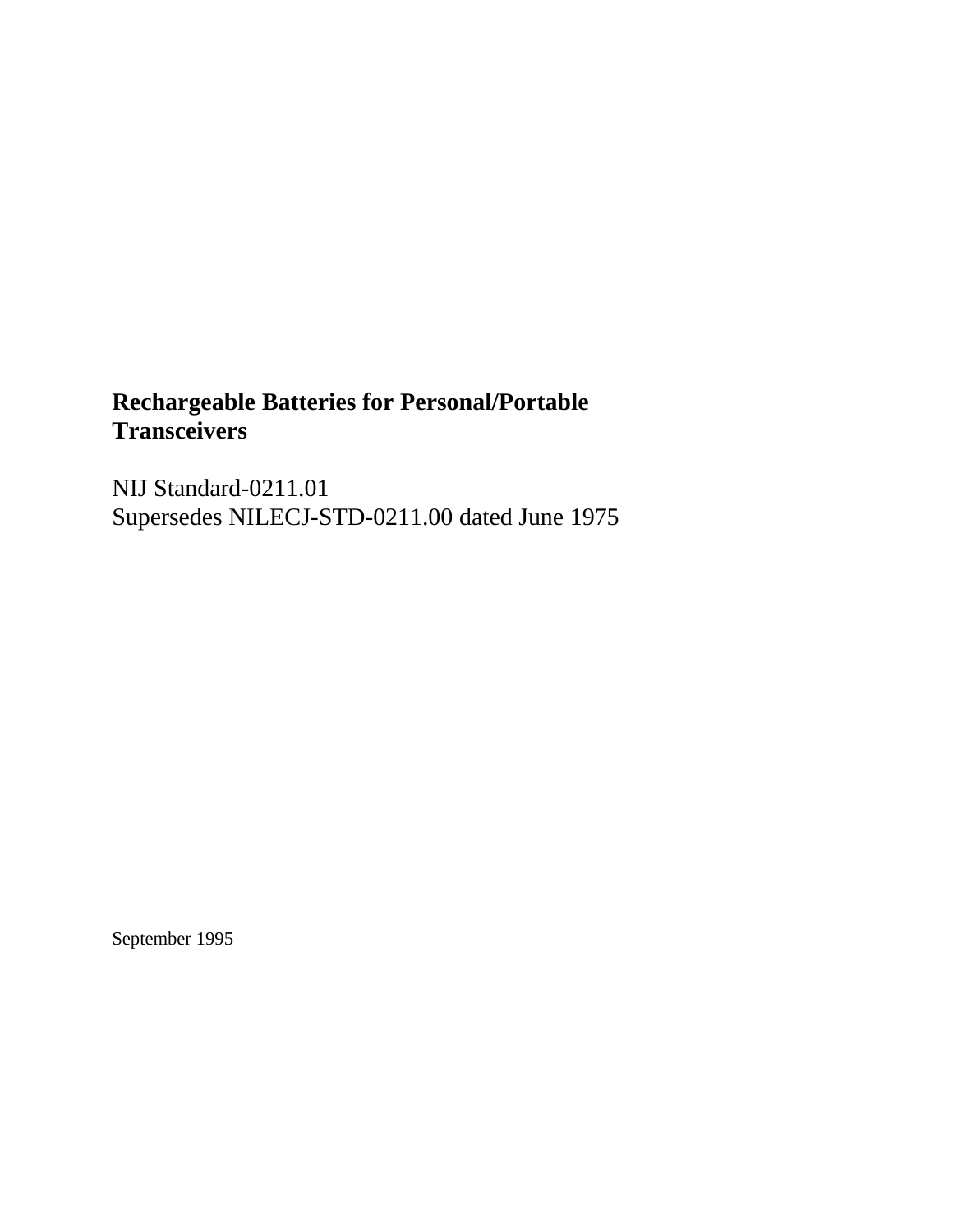# Rechargeable Batteries for Personal/Portable Transceivers

NIJ Standard-0211.01
Supersedes NILECJ-STD-0211.00 dated June 1975

September 1995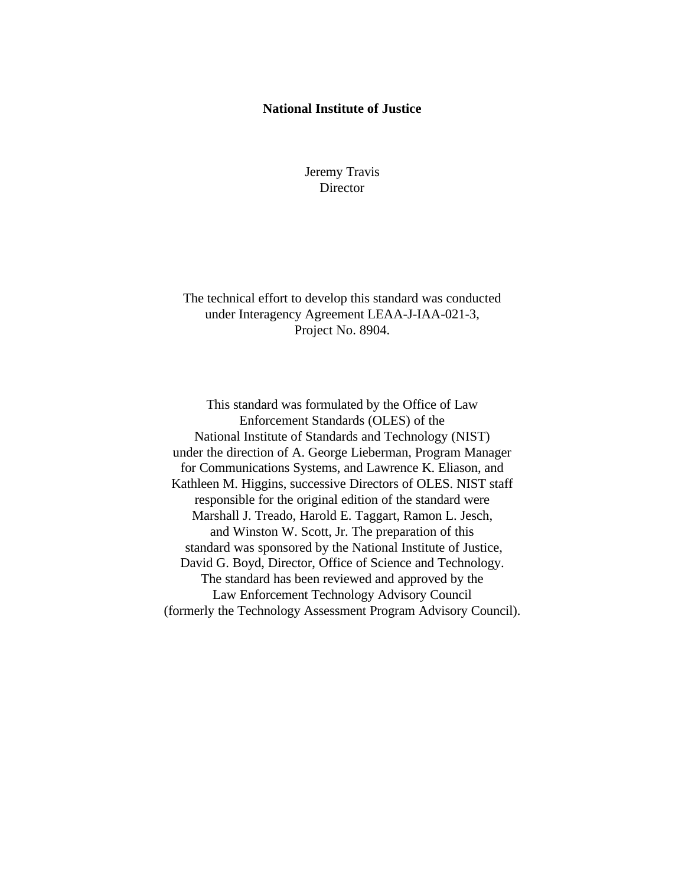**National Institute of Justice**

Jeremy Travis
Director

The technical effort to develop this standard was conducted under Interagency Agreement LEAA-J-IAA-021-3, Project No. 8904.

This standard was formulated by the Office of Law Enforcement Standards (OLES) of the National Institute of Standards and Technology (NIST) under the direction of A. George Lieberman, Program Manager for Communications Systems, and Lawrence K. Eliason, and Kathleen M. Higgins, successive Directors of OLES. NIST staff responsible for the original edition of the standard were Marshall J. Treado, Harold E. Taggart, Ramon L. Jesch, and Winston W. Scott, Jr. The preparation of this standard was sponsored by the National Institute of Justice, David G. Boyd, Director, Office of Science and Technology. The standard has been reviewed and approved by the Law Enforcement Technology Advisory Council (formerly the Technology Assessment Program Advisory Council).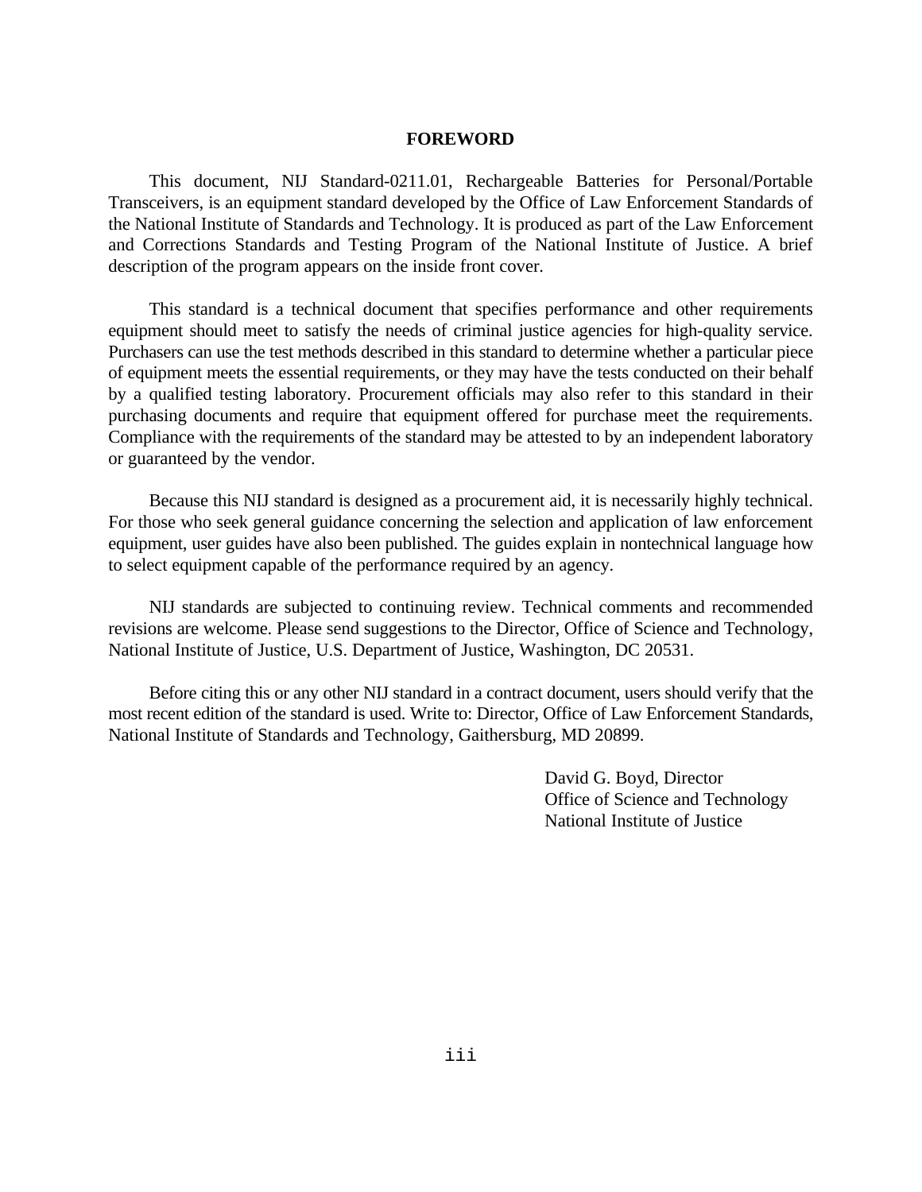# FOREWORD

This document, NIJ Standard-0211.01, Rechargeable Batteries for Personal/Portable Transceivers, is an equipment standard developed by the Office of Law Enforcement Standards of the National Institute of Standards and Technology. It is produced as part of the Law Enforcement and Corrections Standards and Testing Program of the National Institute of Justice. A brief description of the program appears on the inside front cover.

This standard is a technical document that specifies performance and other requirements equipment should meet to satisfy the needs of criminal justice agencies for high-quality service. Purchasers can use the test methods described in this standard to determine whether a particular piece of equipment meets the essential requirements, or they may have the tests conducted on their behalf by a qualified testing laboratory. Procurement officials may also refer to this standard in their purchasing documents and require that equipment offered for purchase meet the requirements. Compliance with the requirements of the standard may be attested to by an independent laboratory or guaranteed by the vendor.

Because this NIJ standard is designed as a procurement aid, it is necessarily highly technical. For those who seek general guidance concerning the selection and application of law enforcement equipment, user guides have also been published. The guides explain in nontechnical language how to select equipment capable of the performance required by an agency.

NIJ standards are subjected to continuing review. Technical comments and recommended revisions are welcome. Please send suggestions to the Director, Office of Science and Technology, National Institute of Justice, U.S. Department of Justice, Washington, DC 20531.

Before citing this or any other NIJ standard in a contract document, users should verify that the most recent edition of the standard is used. Write to: Director, Office of Law Enforcement Standards, National Institute of Standards and Technology, Gaithersburg, MD 20899.

David G. Boyd, Director
Office of Science and Technology
National Institute of Justice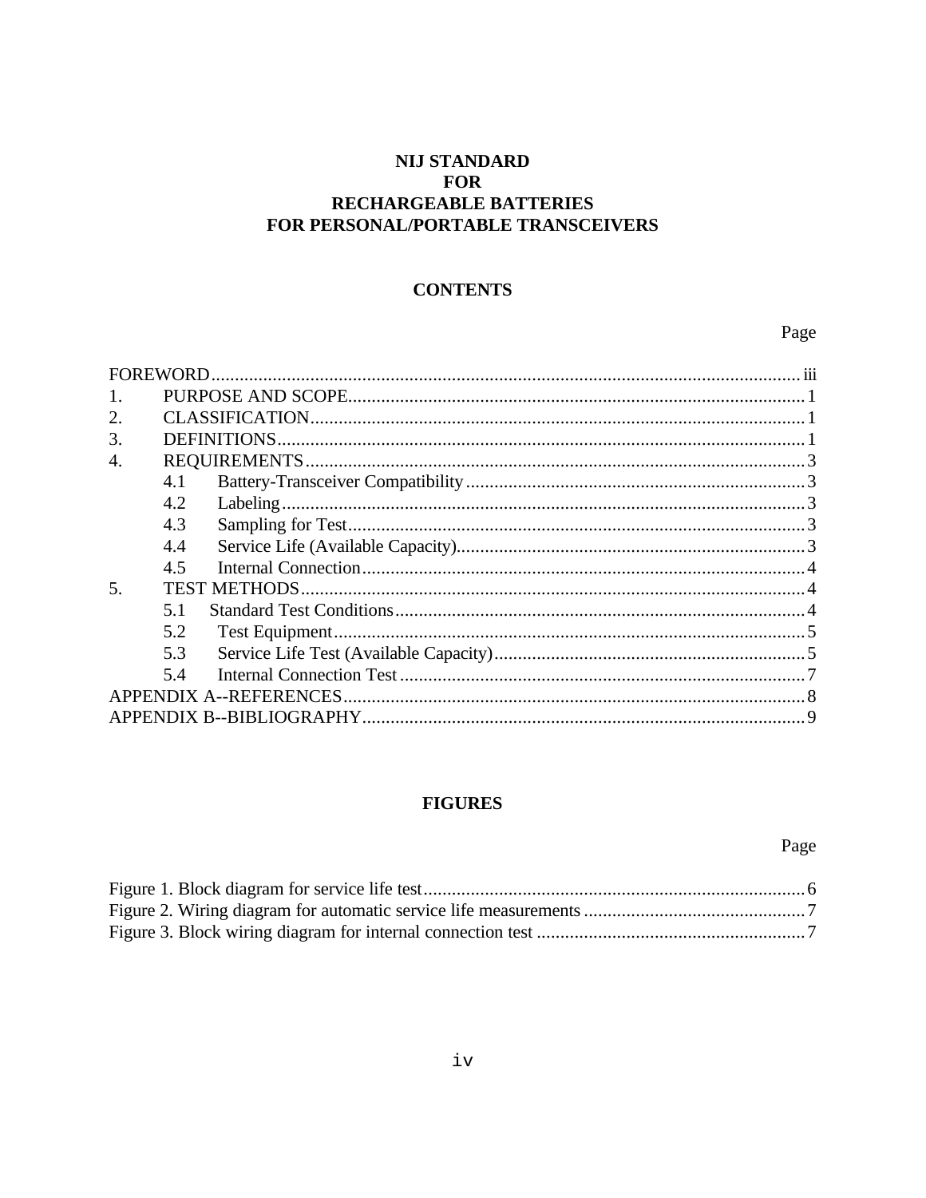# NIJ STANDARD
# FOR
# RECHARGEABLE BATTERIES
# FOR PERSONAL/PORTABLE TRANSCEIVERS

## CONTENTS

| | Page |
|---|---|
| FOREWORD | iii |
| 1. PURPOSE AND SCOPE | 1 |
| 2. CLASSIFICATION | 1 |
| 3. DEFINITIONS | 1 |
| 4. REQUIREMENTS | 3 |
| 4.1 Battery-Transceiver Compatibility | 3 |
| 4.2 Labeling | 3 |
| 4.3 Sampling for Test | 3 |
| 4.4 Service Life (Available Capacity) | 3 |
| 4.5 Internal Connection | 4 |
| 5. TEST METHODS | 4 |
| 5.1 Standard Test Conditions | 4 |
| 5.2 Test Equipment | 5 |
| 5.3 Service Life Test (Available Capacity) | 5 |
| 5.4 Internal Connection Test | 7 |
| APPENDIX A--REFERENCES | 8 |
| APPENDIX B--BIBLIOGRAPHY | 9 |

## FIGURES

| | Page |
|---|---|
| Figure 1. Block diagram for service life test | 6 |
| Figure 2. Wiring diagram for automatic service life measurements | 7 |
| Figure 3. Block wiring diagram for internal connection test | 7 |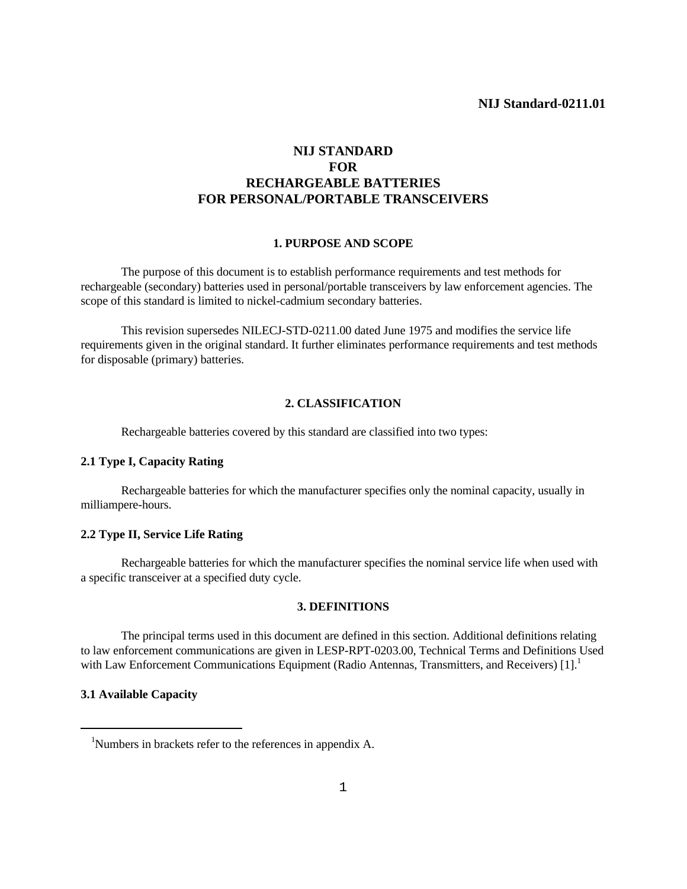# NIJ STANDARD FOR RECHARGEABLE BATTERIES FOR PERSONAL/PORTABLE TRANSCEIVERS

## 1. PURPOSE AND SCOPE

The purpose of this document is to establish performance requirements and test methods for rechargeable (secondary) batteries used in personal/portable transceivers by law enforcement agencies. The scope of this standard is limited to nickel-cadmium secondary batteries.

This revision supersedes NILECJ-STD-0211.00 dated June 1975 and modifies the service life requirements given in the original standard. It further eliminates performance requirements and test methods for disposable (primary) batteries.

## 2. CLASSIFICATION

Rechargeable batteries covered by this standard are classified into two types:

### 2.1 Type I, Capacity Rating

Rechargeable batteries for which the manufacturer specifies only the nominal capacity, usually in milliampere-hours.

### 2.2 Type II, Service Life Rating

Rechargeable batteries for which the manufacturer specifies the nominal service life when used with a specific transceiver at a specified duty cycle.

## 3. DEFINITIONS

The principal terms used in this document are defined in this section. Additional definitions relating to law enforcement communications are given in LESP-RPT-0203.00, Technical Terms and Definitions Used with Law Enforcement Communications Equipment (Radio Antennas, Transmitters, and Receivers) [1].[1]

### 3.1 Available Capacity

[1] Numbers in brackets refer to the references in appendix A.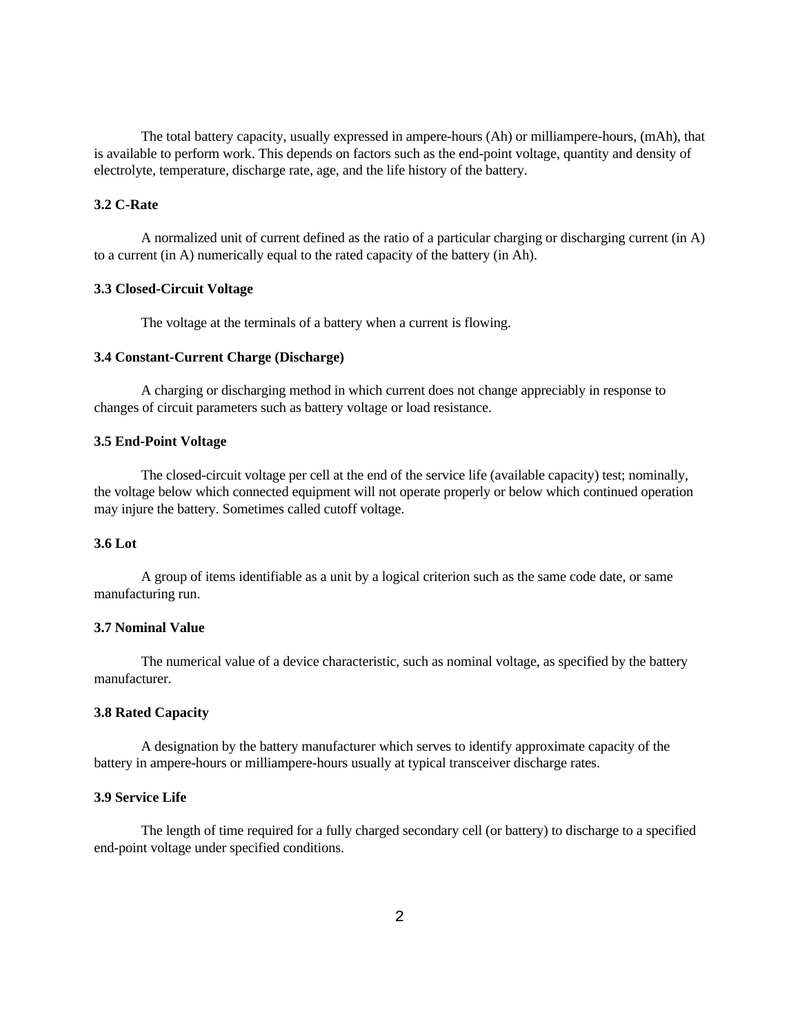The total battery capacity, usually expressed in ampere-hours (Ah) or milliampere-hours, (mAh), that is available to perform work. This depends on factors such as the end-point voltage, quantity and density of electrolyte, temperature, discharge rate, age, and the life history of the battery.

### 3.2 C-Rate

A normalized unit of current defined as the ratio of a particular charging or discharging current (in A) to a current (in A) numerically equal to the rated capacity of the battery (in Ah).

### 3.3 Closed-Circuit Voltage

The voltage at the terminals of a battery when a current is flowing.

### 3.4 Constant-Current Charge (Discharge)

A charging or discharging method in which current does not change appreciably in response to changes of circuit parameters such as battery voltage or load resistance.

### 3.5 End-Point Voltage

The closed-circuit voltage per cell at the end of the service life (available capacity) test; nominally, the voltage below which connected equipment will not operate properly or below which continued operation may injure the battery. Sometimes called cutoff voltage.

### 3.6 Lot

A group of items identifiable as a unit by a logical criterion such as the same code date, or same manufacturing run.

### 3.7 Nominal Value

The numerical value of a device characteristic, such as nominal voltage, as specified by the battery manufacturer.

### 3.8 Rated Capacity

A designation by the battery manufacturer which serves to identify approximate capacity of the battery in ampere-hours or milliampere-hours usually at typical transceiver discharge rates.

### 3.9 Service Life

The length of time required for a fully charged secondary cell (or battery) to discharge to a specified end-point voltage under specified conditions.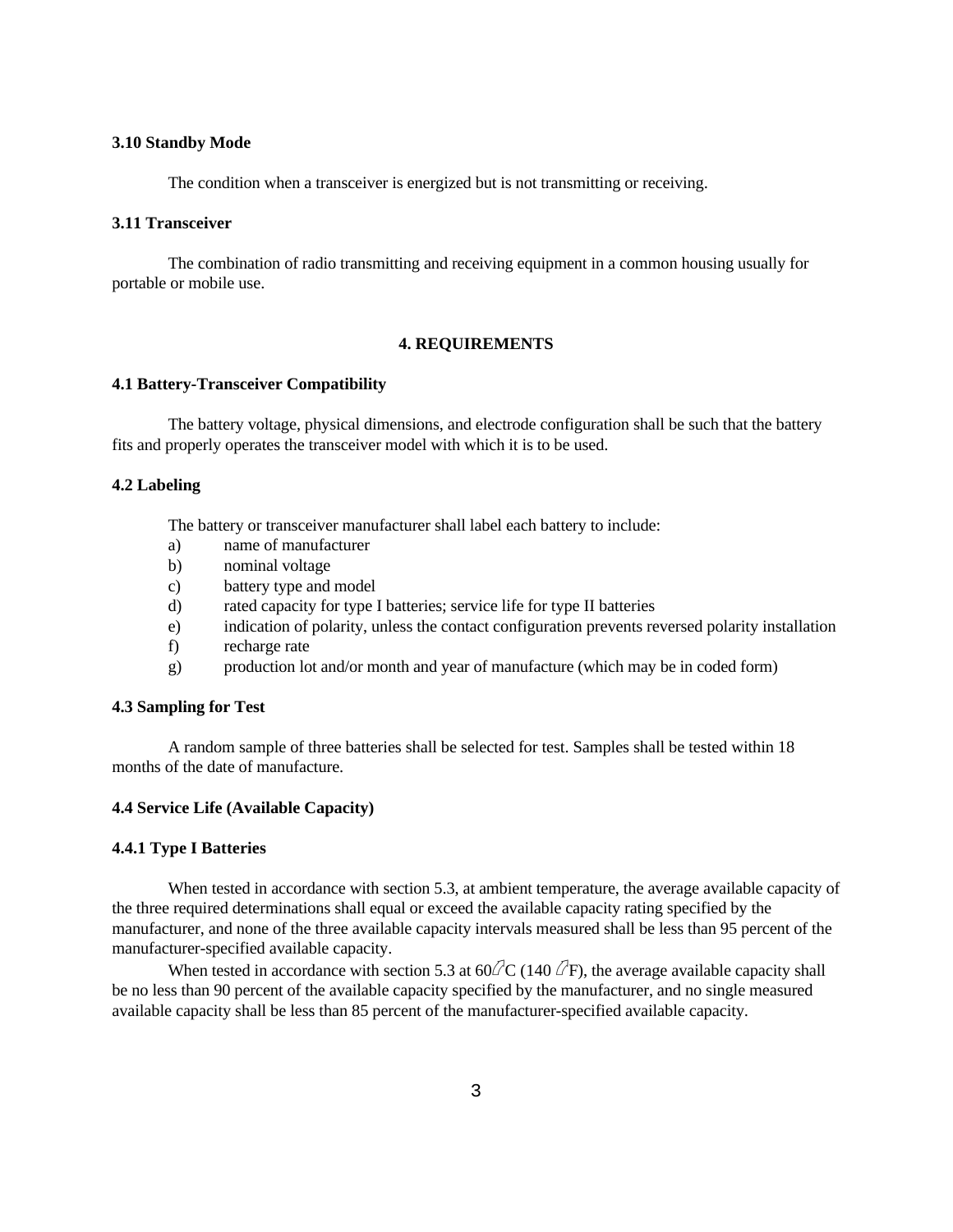### 3.10 Standby Mode

The condition when a transceiver is energized but is not transmitting or receiving.

### 3.11 Transceiver

The combination of radio transmitting and receiving equipment in a common housing usually for portable or mobile use.

## 4. REQUIREMENTS

### 4.1 Battery-Transceiver Compatibility

The battery voltage, physical dimensions, and electrode configuration shall be such that the battery fits and properly operates the transceiver model with which it is to be used.

### 4.2 Labeling

The battery or transceiver manufacturer shall label each battery to include:

a) name of manufacturer
b) nominal voltage
c) battery type and model
d) rated capacity for type I batteries; service life for type II batteries
e) indication of polarity, unless the contact configuration prevents reversed polarity installation
f) recharge rate
g) production lot and/or month and year of manufacture (which may be in coded form)

### 4.3 Sampling for Test

A random sample of three batteries shall be selected for test. Samples shall be tested within 18 months of the date of manufacture.

### 4.4 Service Life (Available Capacity)

#### 4.4.1 Type I Batteries

When tested in accordance with section 5.3, at ambient temperature, the average available capacity of the three required determinations shall equal or exceed the available capacity rating specified by the manufacturer, and none of the three available capacity intervals measured shall be less than 95 percent of the manufacturer-specified available capacity.

When tested in accordance with section 5.3 at 60 °C (140 °F), the average available capacity shall be no less than 90 percent of the available capacity specified by the manufacturer, and no single measured available capacity shall be less than 85 percent of the manufacturer-specified available capacity.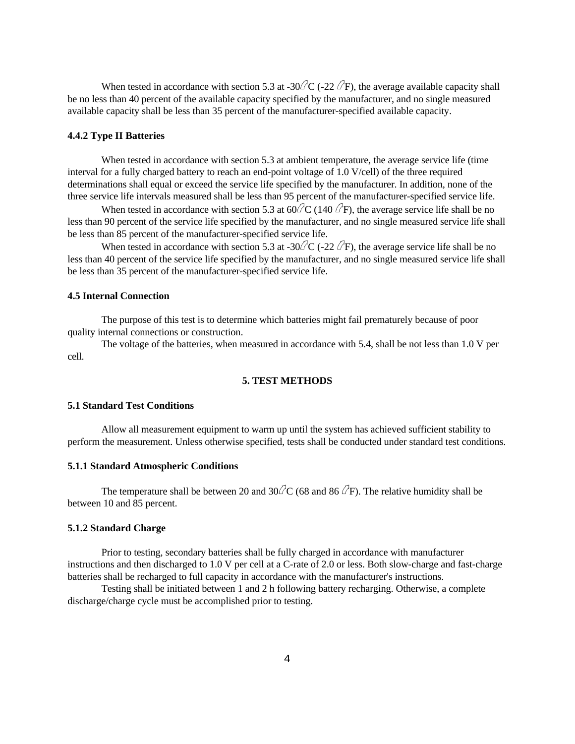When tested in accordance with section 5.3 at -30°C (-22 °F), the average available capacity shall be no less than 40 percent of the available capacity specified by the manufacturer, and no single measured available capacity shall be less than 35 percent of the manufacturer-specified available capacity.

### 4.4.2 Type II Batteries

When tested in accordance with section 5.3 at ambient temperature, the average service life (time interval for a fully charged battery to reach an end-point voltage of 1.0 V/cell) of the three required determinations shall equal or exceed the service life specified by the manufacturer. In addition, none of the three service life intervals measured shall be less than 95 percent of the manufacturer-specified service life.

When tested in accordance with section 5.3 at 60°C (140 °F), the average service life shall be no less than 90 percent of the service life specified by the manufacturer, and no single measured service life shall be less than 85 percent of the manufacturer-specified service life.

When tested in accordance with section 5.3 at -30°C (-22 °F), the average service life shall be no less than 40 percent of the service life specified by the manufacturer, and no single measured service life shall be less than 35 percent of the manufacturer-specified service life.

### 4.5 Internal Connection

The purpose of this test is to determine which batteries might fail prematurely because of poor quality internal connections or construction.

The voltage of the batteries, when measured in accordance with 5.4, shall be not less than 1.0 V per cell.

## 5. TEST METHODS

### 5.1 Standard Test Conditions

Allow all measurement equipment to warm up until the system has achieved sufficient stability to perform the measurement. Unless otherwise specified, tests shall be conducted under standard test conditions.

### 5.1.1 Standard Atmospheric Conditions

The temperature shall be between 20 and 30°C (68 and 86 °F). The relative humidity shall be between 10 and 85 percent.

### 5.1.2 Standard Charge

Prior to testing, secondary batteries shall be fully charged in accordance with manufacturer instructions and then discharged to 1.0 V per cell at a C-rate of 2.0 or less. Both slow-charge and fast-charge batteries shall be recharged to full capacity in accordance with the manufacturer's instructions.

Testing shall be initiated between 1 and 2 h following battery recharging. Otherwise, a complete discharge/charge cycle must be accomplished prior to testing.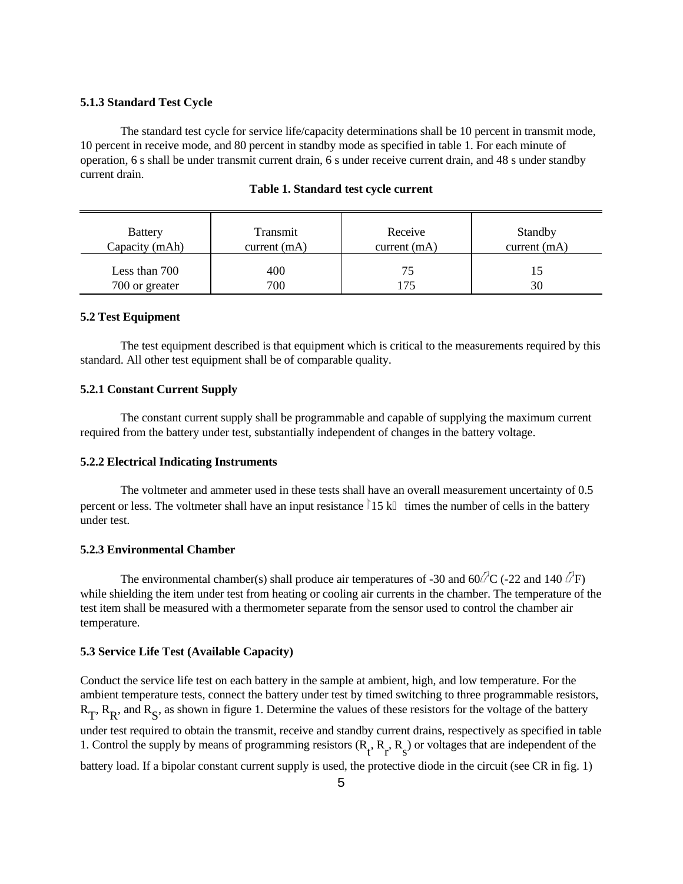### 5.1.3 Standard Test Cycle

The standard test cycle for service life/capacity determinations shall be 10 percent in transmit mode, 10 percent in receive mode, and 80 percent in standby mode as specified in table 1. For each minute of operation, 6 s shall be under transmit current drain, 6 s under receive current drain, and 48 s under standby current drain.

**Table 1. Standard test cycle current**

| Battery Capacity (mAh) | Transmit current (mA) | Receive current (mA) | Standby current (mA) |
|---|---|---|---|
| Less than 700 | 400 | 75 | 15 |
| 700 or greater | 700 | 175 | 30 |

### 5.2 Test Equipment

The test equipment described is that equipment which is critical to the measurements required by this standard. All other test equipment shall be of comparable quality.

### 5.2.1 Constant Current Supply

The constant current supply shall be programmable and capable of supplying the maximum current required from the battery under test, substantially independent of changes in the battery voltage.

### 5.2.2 Electrical Indicating Instruments

The voltmeter and ammeter used in these tests shall have an overall measurement uncertainty of 0.5 percent or less. The voltmeter shall have an input resistance $\geq$15 k$\Omega$ times the number of cells in the battery under test.

### 5.2.3 Environmental Chamber

The environmental chamber(s) shall produce air temperatures of -30 and 60 °C (-22 and 140 °F) while shielding the item under test from heating or cooling air currents in the chamber. The temperature of the test item shall be measured with a thermometer separate from the sensor used to control the chamber air temperature.

### 5.3 Service Life Test (Available Capacity)

Conduct the service life test on each battery in the sample at ambient, high, and low temperature. For the ambient temperature tests, connect the battery under test by timed switching to three programmable resistors, $R_T$, $R_R$, and $R_S$, as shown in figure 1. Determine the values of these resistors for the voltage of the battery under test required to obtain the transmit, receive and standby current drains, respectively as specified in table 1. Control the supply by means of programming resistors ($R_t$, $R_r$, $R_s$) or voltages that are independent of the battery load. If a bipolar constant current supply is used, the protective diode in the circuit (see CR in fig. 1)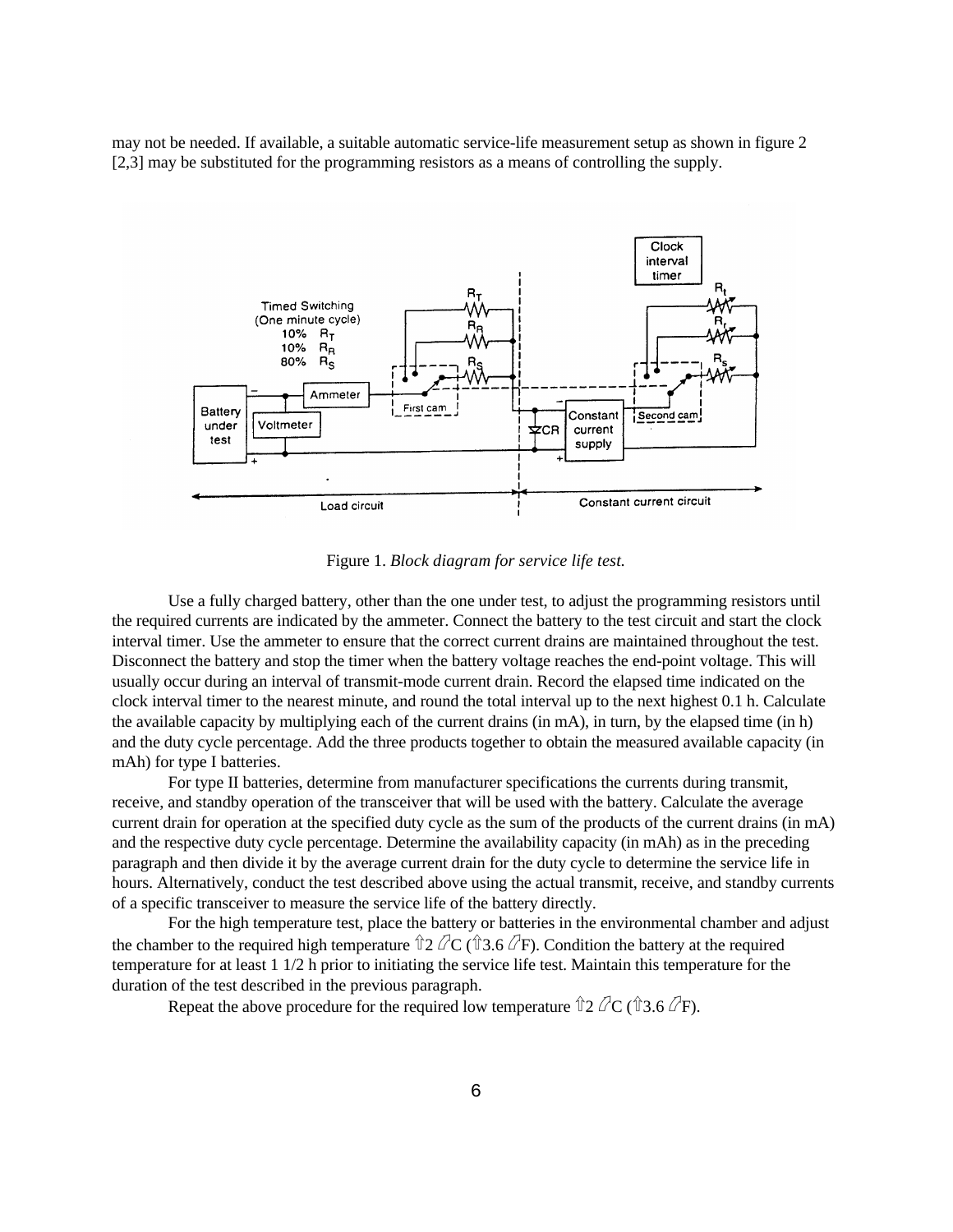may not be needed. If available, a suitable automatic service-life measurement setup as shown in figure 2 [2,3] may be substituted for the programming resistors as a means of controlling the supply.

Figure 1. *Block diagram for service life test.*

Use a fully charged battery, other than the one under test, to adjust the programming resistors until the required currents are indicated by the ammeter. Connect the battery to the test circuit and start the clock interval timer. Use the ammeter to ensure that the correct current drains are maintained throughout the test. Disconnect the battery and stop the timer when the battery voltage reaches the end-point voltage. This will usually occur during an interval of transmit-mode current drain. Record the elapsed time indicated on the clock interval timer to the nearest minute, and round the total interval up to the next highest 0.1 h. Calculate the available capacity by multiplying each of the current drains (in mA), in turn, by the elapsed time (in h) and the duty cycle percentage. Add the three products together to obtain the measured available capacity (in mAh) for type I batteries.

For type II batteries, determine from manufacturer specifications the currents during transmit, receive, and standby operation of the transceiver that will be used with the battery. Calculate the average current drain for operation at the specified duty cycle as the sum of the products of the current drains (in mA) and the respective duty cycle percentage. Determine the availability capacity (in mAh) as in the preceding paragraph and then divide it by the average current drain for the duty cycle to determine the service life in hours. Alternatively, conduct the test described above using the actual transmit, receive, and standby currents of a specific transceiver to measure the service life of the battery directly.

For the high temperature test, place the battery or batteries in the environmental chamber and adjust the chamber to the required high temperature ±2 °C (±3.6 °F). Condition the battery at the required temperature for at least 1 1/2 h prior to initiating the service life test. Maintain this temperature for the duration of the test described in the previous paragraph.

Repeat the above procedure for the required low temperature ±2 °C (±3.6 °F).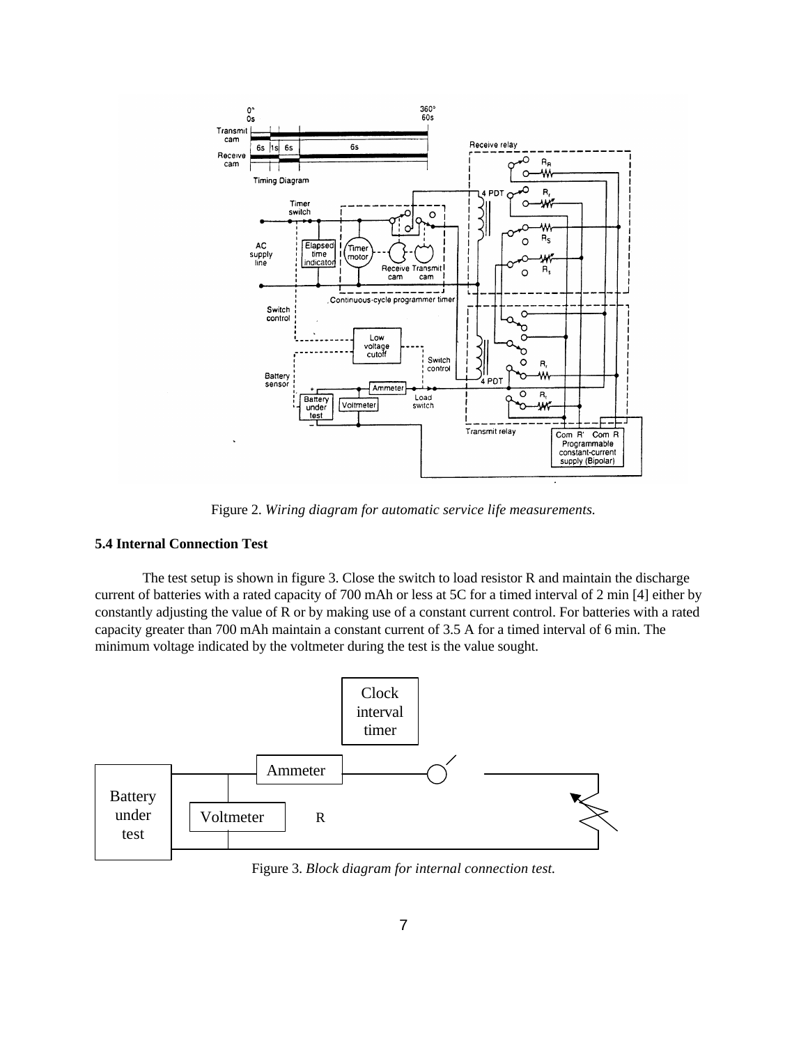Figure 2. *Wiring diagram for automatic service life measurements.*

### 5.4 Internal Connection Test

The test setup is shown in figure 3. Close the switch to load resistor R and maintain the discharge current of batteries with a rated capacity of 700 mAh or less at 5C for a timed interval of 2 min [4] either by constantly adjusting the value of R or by making use of a constant current control. For batteries with a rated capacity greater than 700 mAh maintain a constant current of 3.5 A for a timed interval of 6 min. The minimum voltage indicated by the voltmeter during the test is the value sought.

Figure 3. *Block diagram for internal connection test.*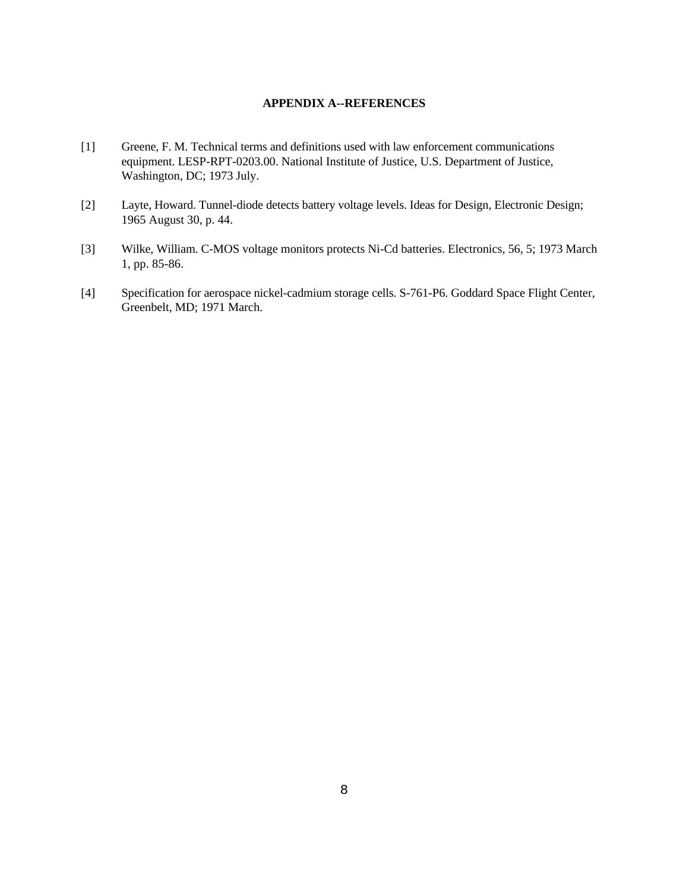## APPENDIX A--REFERENCES

[1] Greene, F. M. Technical terms and definitions used with law enforcement communications equipment. LESP-RPT-0203.00. National Institute of Justice, U.S. Department of Justice, Washington, DC; 1973 July.

[2] Layte, Howard. Tunnel-diode detects battery voltage levels. Ideas for Design, Electronic Design; 1965 August 30, p. 44.

[3] Wilke, William. C-MOS voltage monitors protects Ni-Cd batteries. Electronics, 56, 5; 1973 March 1, pp. 85-86.

[4] Specification for aerospace nickel-cadmium storage cells. S-761-P6. Goddard Space Flight Center, Greenbelt, MD; 1971 March.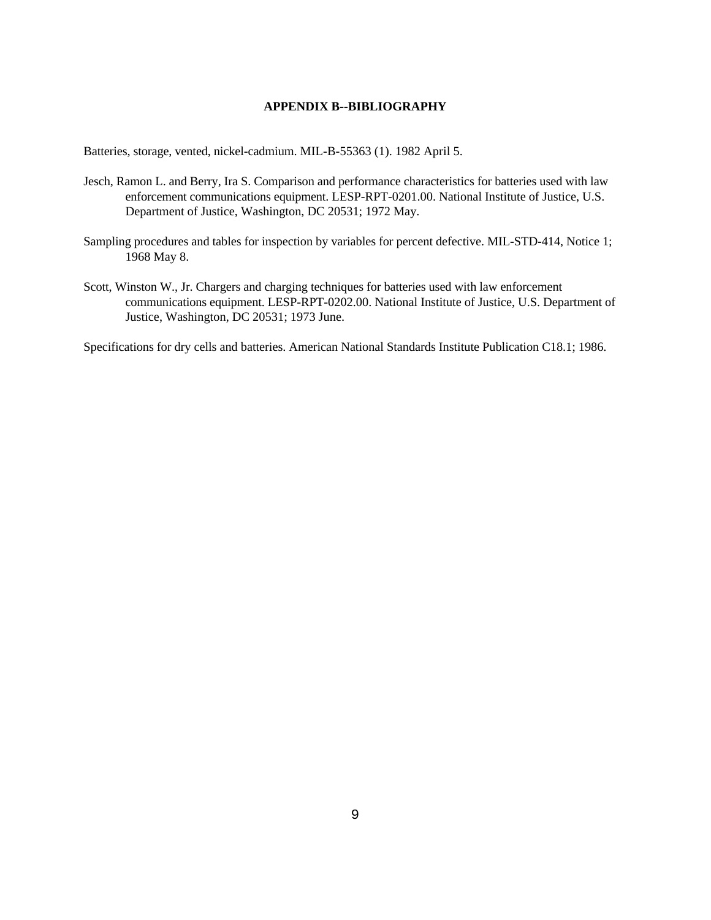# APPENDIX B--BIBLIOGRAPHY

Batteries, storage, vented, nickel-cadmium. MIL-B-55363 (1). 1982 April 5.

Jesch, Ramon L. and Berry, Ira S. Comparison and performance characteristics for batteries used with law enforcement communications equipment. LESP-RPT-0201.00. National Institute of Justice, U.S. Department of Justice, Washington, DC 20531; 1972 May.

Sampling procedures and tables for inspection by variables for percent defective. MIL-STD-414, Notice 1; 1968 May 8.

Scott, Winston W., Jr. Chargers and charging techniques for batteries used with law enforcement communications equipment. LESP-RPT-0202.00. National Institute of Justice, U.S. Department of Justice, Washington, DC 20531; 1973 June.

Specifications for dry cells and batteries. American National Standards Institute Publication C18.1; 1986.